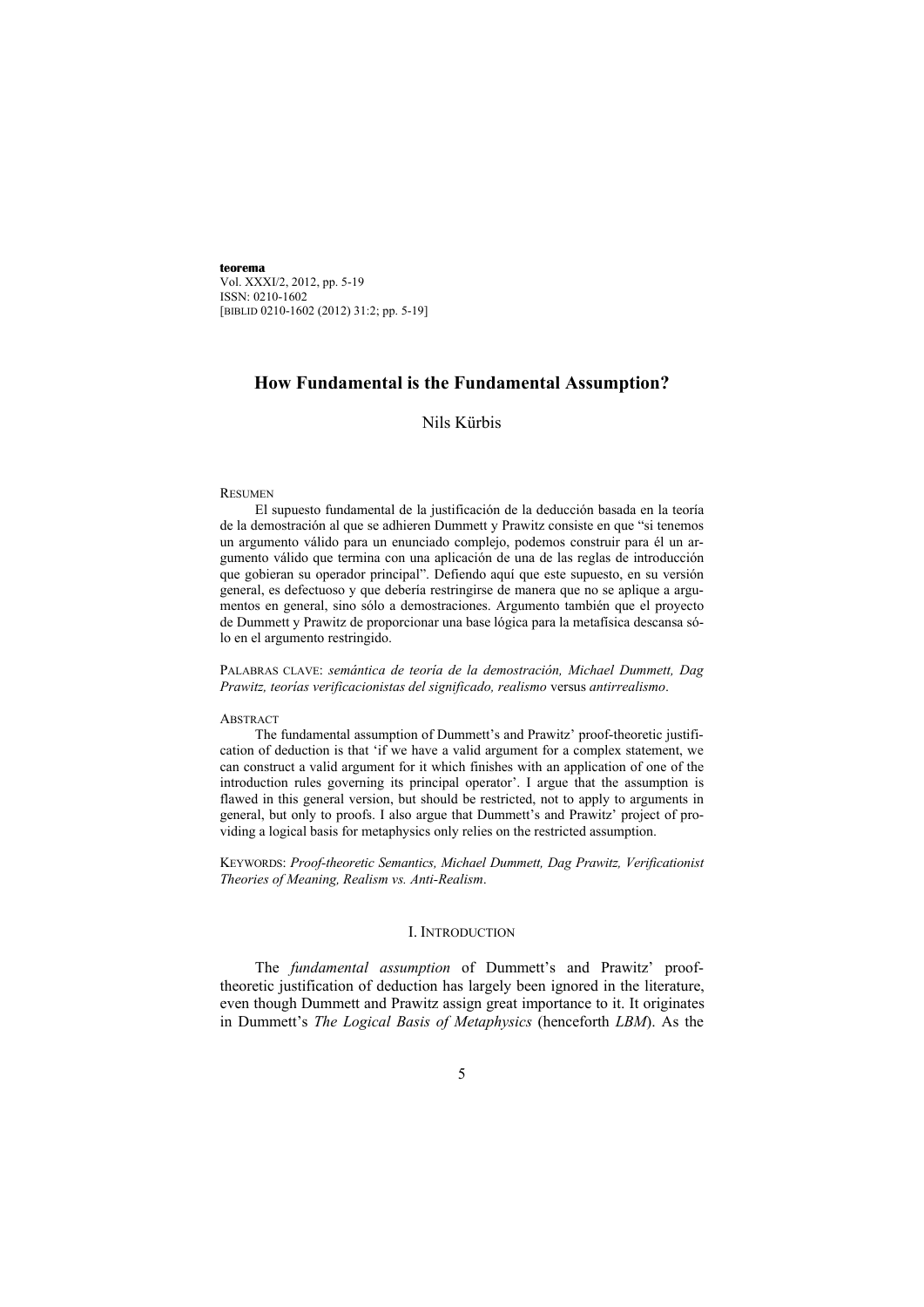# How Fundamental is the Fundamental Assumption?

Nils Kürbis

RESUMEN

El supuesto fundamental de la justificación de la deducción basada en la teoría de la demostración al que se adhieren Dummett y Prawitz consiste en que "si tenemos un argumento válido para un enunciado complejo, podemos construir para él un argumento válido que termina con una aplicación de una de las reglas de introducción que gobieran su operador principal". Defiendo aquí que este supuesto, en su versión general, es defectuoso y que debería restringirse de manera que no se aplique a argumentos en general, sino sólo a demostraciones. Argumento también que el proyecto de Dummett y Prawitz de proporcionar una base lógica para la metafísica descansa sólo en el argumento restringido.

PALABRAS CLAVE: *semántica de teoría de la demostración, Michael Dummett, Dag Prawitz, teorías verificacionistas del significado, realismo* versus *antirrealismo*.

ABSTRACT

The fundamental assumption of Dummett's and Prawitz' proof-theoretic justification of deduction is that 'if we have a valid argument for a complex statement, we can construct a valid argument for it which finishes with an application of one of the introduction rules governing its principal operator'. I argue that the assumption is flawed in this general version, but should be restricted, not to apply to arguments in general, but only to proofs. I also argue that Dummett's and Prawitz' project of providing a logical basis for metaphysics only relies on the restricted assumption.

KEYWORDS: *Proof-theoretic Semantics, Michael Dummett, Dag Prawitz, Verificationist Theories of Meaning, Realism vs. Anti-Realism*.

## I. INTRODUCTION

The *fundamental assumption* of Dummett's and Prawitz' proof-theoretic justification of deduction has largely been ignored in the literature, even though Dummett and Prawitz assign great importance to it. It originates in Dummett's *The Logical Basis of Metaphysics* (henceforth *LBM*). As the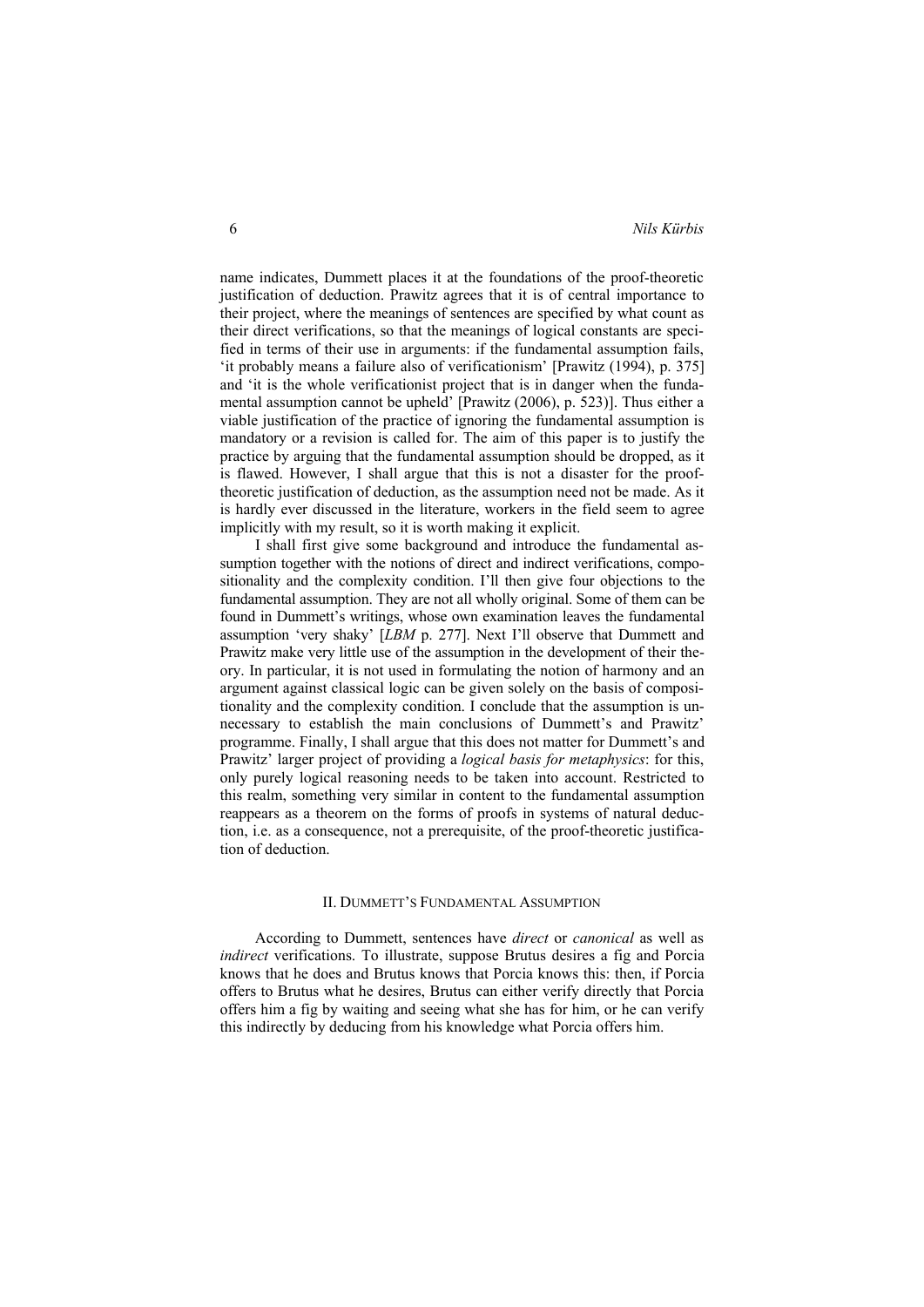name indicates, Dummett places it at the foundations of the proof-theoretic justification of deduction. Prawitz agrees that it is of central importance to their project, where the meanings of sentences are specified by what count as their direct verifications, so that the meanings of logical constants are specified in terms of their use in arguments: if the fundamental assumption fails, 'it probably means a failure also of verificationism' [Prawitz (1994), p. 375] and 'it is the whole verificationist project that is in danger when the fundamental assumption cannot be upheld' [Prawitz (2006), p. 523)]. Thus either a viable justification of the practice of ignoring the fundamental assumption is mandatory or a revision is called for. The aim of this paper is to justify the practice by arguing that the fundamental assumption should be dropped, as it is flawed. However, I shall argue that this is not a disaster for the proof-theoretic justification of deduction, as the assumption need not be made. As it is hardly ever discussed in the literature, workers in the field seem to agree implicitly with my result, so it is worth making it explicit.

I shall first give some background and introduce the fundamental assumption together with the notions of direct and indirect verifications, compositionality and the complexity condition. I'll then give four objections to the fundamental assumption. They are not all wholly original. Some of them can be found in Dummett's writings, whose own examination leaves the fundamental assumption 'very shaky' [*LBM* p. 277]. Next I'll observe that Dummett and Prawitz make very little use of the assumption in the development of their theory. In particular, it is not used in formulating the notion of harmony and an argument against classical logic can be given solely on the basis of compositionality and the complexity condition. I conclude that the assumption is unnecessary to establish the main conclusions of Dummett's and Prawitz' programme. Finally, I shall argue that this does not matter for Dummett's and Prawitz' larger project of providing a *logical basis for metaphysics*: for this, only purely logical reasoning needs to be taken into account. Restricted to this realm, something very similar in content to the fundamental assumption reappears as a theorem on the forms of proofs in systems of natural deduction, i.e. as a consequence, not a prerequisite, of the proof-theoretic justification of deduction.

## II. Dummett's Fundamental Assumption

According to Dummett, sentences have *direct* or *canonical* as well as *indirect* verifications. To illustrate, suppose Brutus desires a fig and Porcia knows that he does and Brutus knows that Porcia knows this: then, if Porcia offers to Brutus what he desires, Brutus can either verify directly that Porcia offers him a fig by waiting and seeing what she has for him, or he can verify this indirectly by deducing from his knowledge what Porcia offers him.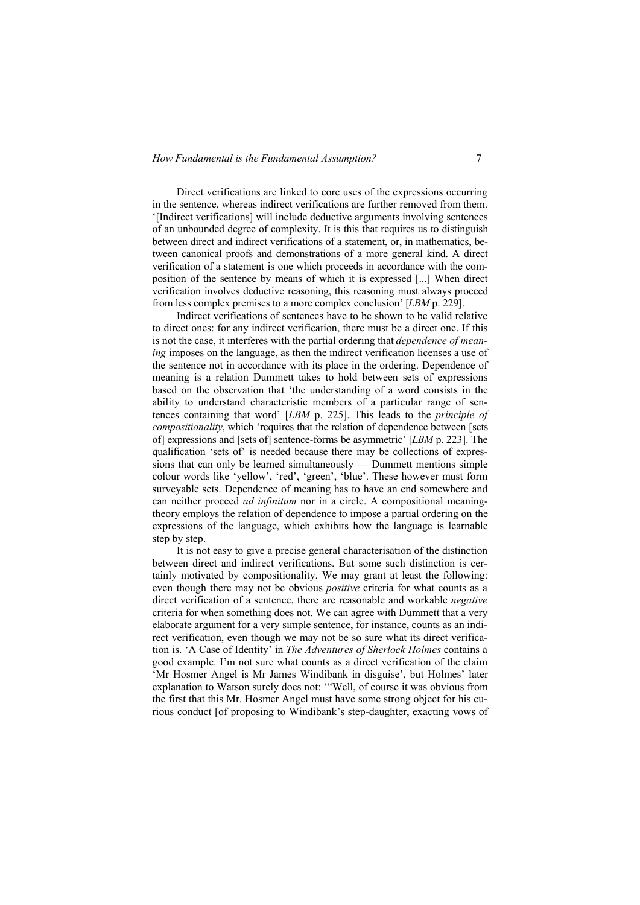Direct verifications are linked to core uses of the expressions occurring in the sentence, whereas indirect verifications are further removed from them. '[Indirect verifications] will include deductive arguments involving sentences of an unbounded degree of complexity. It is this that requires us to distinguish between direct and indirect verifications of a statement, or, in mathematics, between canonical proofs and demonstrations of a more general kind. A direct verification of a statement is one which proceeds in accordance with the composition of the sentence by means of which it is expressed [...] When direct verification involves deductive reasoning, this reasoning must always proceed from less complex premises to a more complex conclusion' [*LBM* p. 229].

Indirect verifications of sentences have to be shown to be valid relative to direct ones: for any indirect verification, there must be a direct one. If this is not the case, it interferes with the partial ordering that *dependence of meaning* imposes on the language, as then the indirect verification licenses a use of the sentence not in accordance with its place in the ordering. Dependence of meaning is a relation Dummett takes to hold between sets of expressions based on the observation that 'the understanding of a word consists in the ability to understand characteristic members of a particular range of sentences containing that word' [*LBM* p. 225]. This leads to the *principle of compositionality*, which 'requires that the relation of dependence between [sets of] expressions and [sets of] sentence-forms be asymmetric' [*LBM* p. 223]. The qualification 'sets of' is needed because there may be collections of expressions that can only be learned simultaneously — Dummett mentions simple colour words like 'yellow', 'red', 'green', 'blue'. These however must form surveyable sets. Dependence of meaning has to have an end somewhere and can neither proceed *ad infinitum* nor in a circle. A compositional meaning-theory employs the relation of dependence to impose a partial ordering on the expressions of the language, which exhibits how the language is learnable step by step.

It is not easy to give a precise general characterisation of the distinction between direct and indirect verifications. But some such distinction is certainly motivated by compositionality. We may grant at least the following: even though there may not be obvious *positive* criteria for what counts as a direct verification of a sentence, there are reasonable and workable *negative* criteria for when something does not. We can agree with Dummett that a very elaborate argument for a very simple sentence, for instance, counts as an indirect verification, even though we may not be so sure what its direct verification is. 'A Case of Identity' in *The Adventures of Sherlock Holmes* contains a good example. I'm not sure what counts as a direct verification of the claim 'Mr Hosmer Angel is Mr James Windibank in disguise', but Holmes' later explanation to Watson surely does not: '"Well, of course it was obvious from the first that this Mr. Hosmer Angel must have some strong object for his curious conduct [of proposing to Windibank's step-daughter, exacting vows of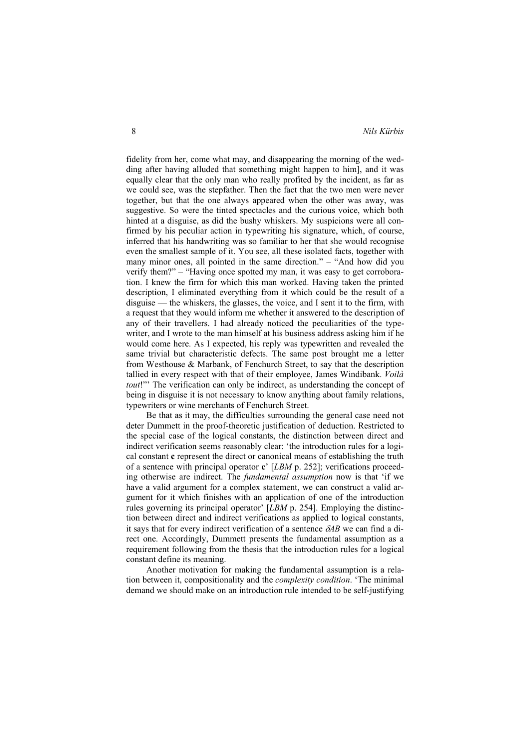fidelity from her, come what may, and disappearing the morning of the wedding after having alluded that something might happen to him], and it was equally clear that the only man who really profited by the incident, as far as we could see, was the stepfather. Then the fact that the two men were never together, but that the one always appeared when the other was away, was suggestive. So were the tinted spectacles and the curious voice, which both hinted at a disguise, as did the bushy whiskers. My suspicions were all confirmed by his peculiar action in typewriting his signature, which, of course, inferred that his handwriting was so familiar to her that she would recognise even the smallest sample of it. You see, all these isolated facts, together with many minor ones, all pointed in the same direction." – "And how did you verify them?" – "Having once spotted my man, it was easy to get corroboration. I knew the firm for which this man worked. Having taken the printed description, I eliminated everything from it which could be the result of a disguise — the whiskers, the glasses, the voice, and I sent it to the firm, with a request that they would inform me whether it answered to the description of any of their travellers. I had already noticed the peculiarities of the typewriter, and I wrote to the man himself at his business address asking him if he would come here. As I expected, his reply was typewritten and revealed the same trivial but characteristic defects. The same post brought me a letter from Westhouse & Marbank, of Fenchurch Street, to say that the description tallied in every respect with that of their employee, James Windibank. *Voilà tout*!"' The verification can only be indirect, as understanding the concept of being in disguise it is not necessary to know anything about family relations, typewriters or wine merchants of Fenchurch Street.

Be that as it may, the difficulties surrounding the general case need not deter Dummett in the proof-theoretic justification of deduction. Restricted to the special case of the logical constants, the distinction between direct and indirect verification seems reasonably clear: 'the introduction rules for a logical constant **c** represent the direct or canonical means of establishing the truth of a sentence with principal operator **c**' [*LBM* p. 252]; verifications proceeding otherwise are indirect. The *fundamental assumption* now is that 'if we have a valid argument for a complex statement, we can construct a valid argument for it which finishes with an application of one of the introduction rules governing its principal operator' [*LBM* p. 254]. Employing the distinction between direct and indirect verifications as applied to logical constants, it says that for every indirect verification of a sentence $\delta AB$ we can find a direct one. Accordingly, Dummett presents the fundamental assumption as a requirement following from the thesis that the introduction rules for a logical constant define its meaning.

Another motivation for making the fundamental assumption is a relation between it, compositionality and the *complexity condition*. 'The minimal demand we should make on an introduction rule intended to be self-justifying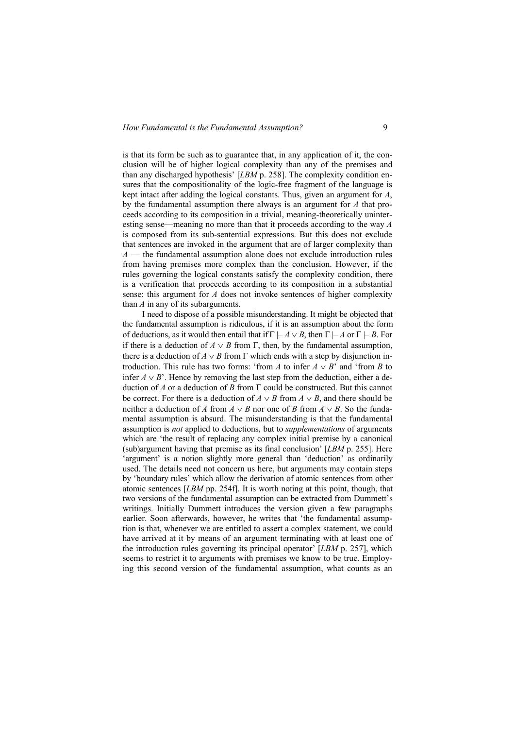is that its form be such as to guarantee that, in any application of it, the conclusion will be of higher logical complexity than any of the premises and than any discharged hypothesis' [*LBM* p. 258]. The complexity condition ensures that the compositionality of the logic-free fragment of the language is kept intact after adding the logical constants. Thus, given an argument for $A$, by the fundamental assumption there always is an argument for $A$ that proceeds according to its composition in a trivial, meaning-theoretically uninteresting sense—meaning no more than that it proceeds according to the way $A$ is composed from its sub-sentential expressions. But this does not exclude that sentences are invoked in the argument that are of larger complexity than $A$ — the fundamental assumption alone does not exclude introduction rules from having premises more complex than the conclusion. However, if the rules governing the logical constants satisfy the complexity condition, there is a verification that proceeds according to its composition in a substantial sense: this argument for $A$ does not invoke sentences of higher complexity than $A$ in any of its subarguments.

I need to dispose of a possible misunderstanding. It might be objected that the fundamental assumption is ridiculous, if it is an assumption about the form of deductions, as it would then entail that if $\Gamma \vdash A \vee B$, then $\Gamma \vdash A$ or $\Gamma \vdash B$. For if there is a deduction of $A \vee B$ from $\Gamma$, then, by the fundamental assumption, there is a deduction of $A \vee B$ from $\Gamma$ which ends with a step by disjunction introduction. This rule has two forms: 'from $A$ to infer $A \vee B$' and 'from $B$ to infer $A \vee B$'. Hence by removing the last step from the deduction, either a deduction of $A$ or a deduction of $B$ from $\Gamma$ could be constructed. But this cannot be correct. For there is a deduction of $A \vee B$ from $A \vee B$, and there should be neither a deduction of $A$ from $A \vee B$ nor one of $B$ from $A \vee B$. So the fundamental assumption is absurd. The misunderstanding is that the fundamental assumption is *not* applied to deductions, but to *supplementations* of arguments which are 'the result of replacing any complex initial premise by a canonical (sub)argument having that premise as its final conclusion' [*LBM* p. 255]. Here 'argument' is a notion slightly more general than 'deduction' as ordinarily used. The details need not concern us here, but arguments may contain steps by 'boundary rules' which allow the derivation of atomic sentences from other atomic sentences [*LBM* pp. 254f]. It is worth noting at this point, though, that two versions of the fundamental assumption can be extracted from Dummett's writings. Initially Dummett introduces the version given a few paragraphs earlier. Soon afterwards, however, he writes that 'the fundamental assumption is that, whenever we are entitled to assert a complex statement, we could have arrived at it by means of an argument terminating with at least one of the introduction rules governing its principal operator' [*LBM* p. 257], which seems to restrict it to arguments with premises we know to be true. Employing this second version of the fundamental assumption, what counts as an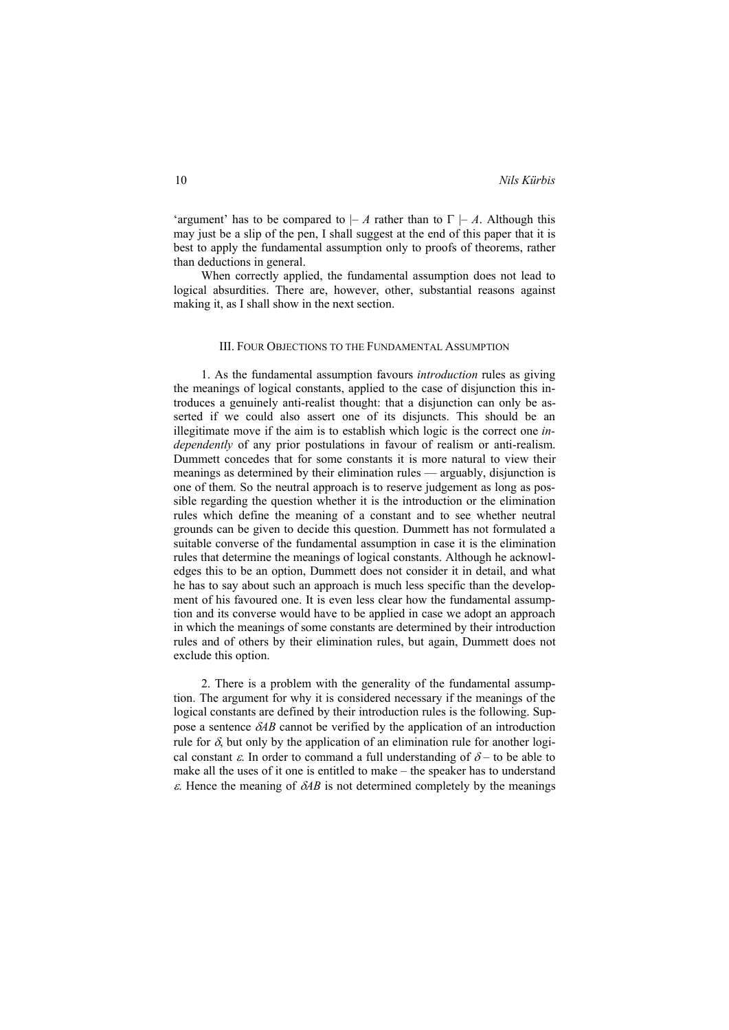'argument' has to be compared to $\vdash A$ rather than to $\Gamma \vdash A$. Although this may just be a slip of the pen, I shall suggest at the end of this paper that it is best to apply the fundamental assumption only to proofs of theorems, rather than deductions in general.

When correctly applied, the fundamental assumption does not lead to logical absurdities. There are, however, other, substantial reasons against making it, as I shall show in the next section.

### III. Four Objections to the Fundamental Assumption

1. As the fundamental assumption favours *introduction* rules as giving the meanings of logical constants, applied to the case of disjunction this introduces a genuinely anti-realist thought: that a disjunction can only be asserted if we could also assert one of its disjuncts. This should be an illegitimate move if the aim is to establish which logic is the correct one *independently* of any prior postulations in favour of realism or anti-realism. Dummett concedes that for some constants it is more natural to view their meanings as determined by their elimination rules — arguably, disjunction is one of them. So the neutral approach is to reserve judgement as long as possible regarding the question whether it is the introduction or the elimination rules which define the meaning of a constant and to see whether neutral grounds can be given to decide this question. Dummett has not formulated a suitable converse of the fundamental assumption in case it is the elimination rules that determine the meanings of logical constants. Although he acknowledges this to be an option, Dummett does not consider it in detail, and what he has to say about such an approach is much less specific than the development of his favoured one. It is even less clear how the fundamental assumption and its converse would have to be applied in case we adopt an approach in which the meanings of some constants are determined by their introduction rules and of others by their elimination rules, but again, Dummett does not exclude this option.

2. There is a problem with the generality of the fundamental assumption. The argument for why it is considered necessary if the meanings of the logical constants are defined by their introduction rules is the following. Suppose a sentence $\delta AB$ cannot be verified by the application of an introduction rule for $\delta$, but only by the application of an elimination rule for another logical constant $\varepsilon$. In order to command a full understanding of $\delta$ – to be able to make all the uses of it one is entitled to make – the speaker has to understand $\varepsilon$. Hence the meaning of $\delta AB$ is not determined completely by the meanings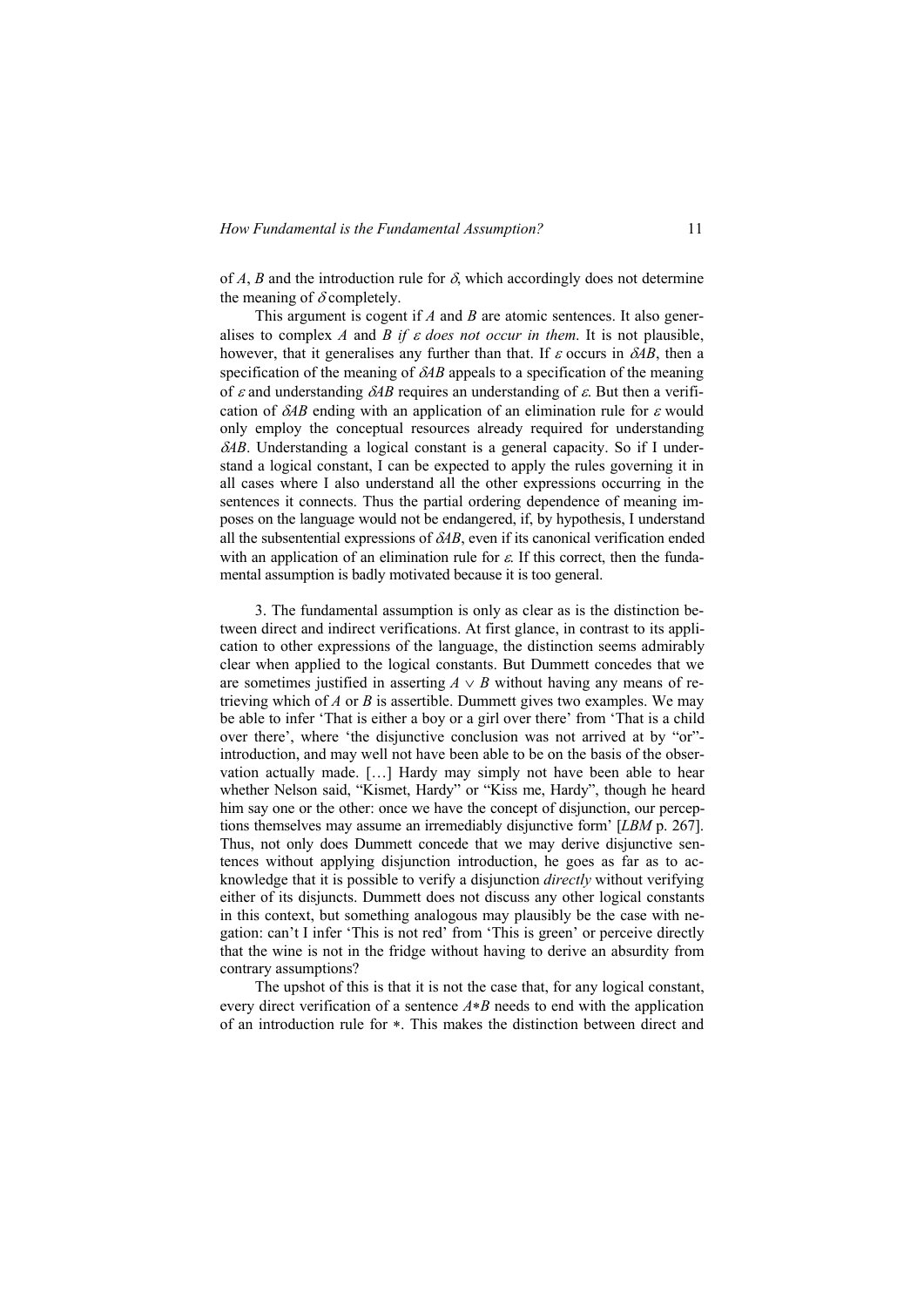of $A$, $B$ and the introduction rule for $\delta$, which accordingly does not determine the meaning of $\delta$ completely.

This argument is cogent if $A$ and $B$ are atomic sentences. It also generalises to complex $A$ and $B$ *if $\varepsilon$ does not occur in them*. It is not plausible, however, that it generalises any further than that. If $\varepsilon$ occurs in $\delta AB$, then a specification of the meaning of $\delta AB$ appeals to a specification of the meaning of $\varepsilon$ and understanding $\delta AB$ requires an understanding of $\varepsilon$. But then a verification of $\delta AB$ ending with an application of an elimination rule for $\varepsilon$ would only employ the conceptual resources already required for understanding $\delta AB$. Understanding a logical constant is a general capacity. So if I understand a logical constant, I can be expected to apply the rules governing it in all cases where I also understand all the other expressions occurring in the sentences it connects. Thus the partial ordering dependence of meaning imposes on the language would not be endangered, if, by hypothesis, I understand all the subsentential expressions of $\delta AB$, even if its canonical verification ended with an application of an elimination rule for $\varepsilon$. If this correct, then the fundamental assumption is badly motivated because it is too general.

3. The fundamental assumption is only as clear as is the distinction between direct and indirect verifications. At first glance, in contrast to its application to other expressions of the language, the distinction seems admirably clear when applied to the logical constants. But Dummett concedes that we are sometimes justified in asserting $A \vee B$ without having any means of retrieving which of $A$ or $B$ is assertible. Dummett gives two examples. We may be able to infer 'That is either a boy or a girl over there' from 'That is a child over there', where 'the disjunctive conclusion was not arrived at by "or"-introduction, and may well not have been able to be on the basis of the observation actually made. […] Hardy may simply not have been able to hear whether Nelson said, "Kismet, Hardy" or "Kiss me, Hardy", though he heard him say one or the other: once we have the concept of disjunction, our perceptions themselves may assume an irremediably disjunctive form' [*LBM* p. 267]. Thus, not only does Dummett concede that we may derive disjunctive sentences without applying disjunction introduction, he goes as far as to acknowledge that it is possible to verify a disjunction *directly* without verifying either of its disjuncts. Dummett does not discuss any other logical constants in this context, but something analogous may plausibly be the case with negation: can't I infer 'This is not red' from 'This is green' or perceive directly that the wine is not in the fridge without having to derive an absurdity from contrary assumptions?

The upshot of this is that it is not the case that, for any logical constant, every direct verification of a sentence $A{*}B$ needs to end with the application of an introduction rule for $*$. This makes the distinction between direct and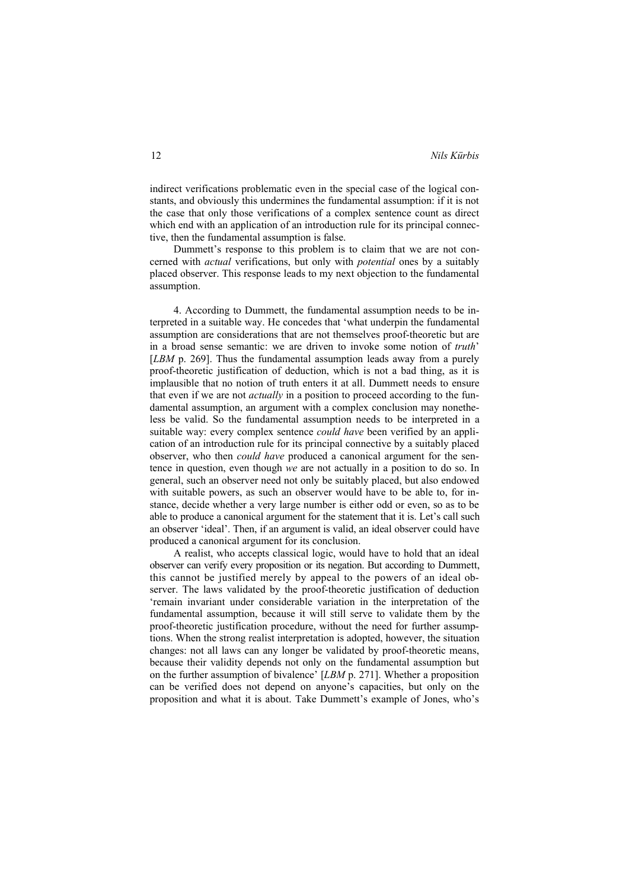indirect verifications problematic even in the special case of the logical constants, and obviously this undermines the fundamental assumption: if it is not the case that only those verifications of a complex sentence count as direct which end with an application of an introduction rule for its principal connective, then the fundamental assumption is false.

Dummett's response to this problem is to claim that we are not concerned with *actual* verifications, but only with *potential* ones by a suitably placed observer. This response leads to my next objection to the fundamental assumption.

4. According to Dummett, the fundamental assumption needs to be interpreted in a suitable way. He concedes that 'what underpin the fundamental assumption are considerations that are not themselves proof-theoretic but are in a broad sense semantic: we are driven to invoke some notion of *truth*' [*LBM* p. 269]. Thus the fundamental assumption leads away from a purely proof-theoretic justification of deduction, which is not a bad thing, as it is implausible that no notion of truth enters it at all. Dummett needs to ensure that even if we are not *actually* in a position to proceed according to the fundamental assumption, an argument with a complex conclusion may nonetheless be valid. So the fundamental assumption needs to be interpreted in a suitable way: every complex sentence *could have* been verified by an application of an introduction rule for its principal connective by a suitably placed observer, who then *could have* produced a canonical argument for the sentence in question, even though *we* are not actually in a position to do so. In general, such an observer need not only be suitably placed, but also endowed with suitable powers, as such an observer would have to be able to, for instance, decide whether a very large number is either odd or even, so as to be able to produce a canonical argument for the statement that it is. Let's call such an observer 'ideal'. Then, if an argument is valid, an ideal observer could have produced a canonical argument for its conclusion.

A realist, who accepts classical logic, would have to hold that an ideal observer can verify every proposition or its negation. But according to Dummett, this cannot be justified merely by appeal to the powers of an ideal observer. The laws validated by the proof-theoretic justification of deduction 'remain invariant under considerable variation in the interpretation of the fundamental assumption, because it will still serve to validate them by the proof-theoretic justification procedure, without the need for further assumptions. When the strong realist interpretation is adopted, however, the situation changes: not all laws can any longer be validated by proof-theoretic means, because their validity depends not only on the fundamental assumption but on the further assumption of bivalence' [*LBM* p. 271]. Whether a proposition can be verified does not depend on anyone's capacities, but only on the proposition and what it is about. Take Dummett's example of Jones, who's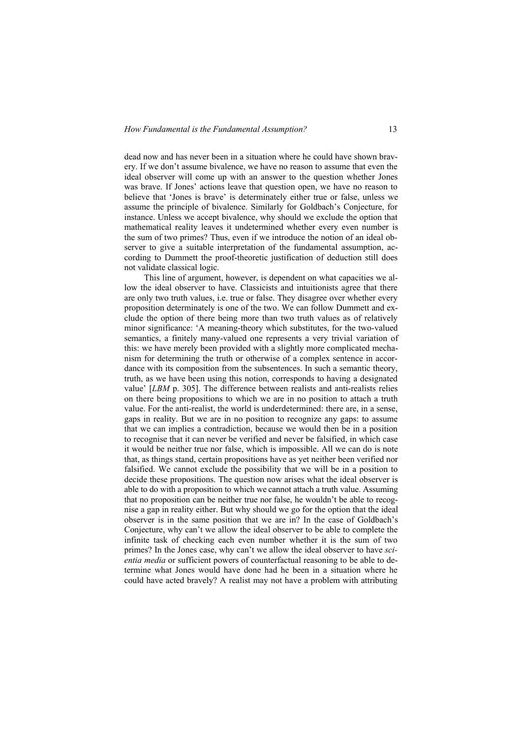dead now and has never been in a situation where he could have shown bravery. If we don't assume bivalence, we have no reason to assume that even the ideal observer will come up with an answer to the question whether Jones was brave. If Jones' actions leave that question open, we have no reason to believe that 'Jones is brave' is determinately either true or false, unless we assume the principle of bivalence. Similarly for Goldbach's Conjecture, for instance. Unless we accept bivalence, why should we exclude the option that mathematical reality leaves it undetermined whether every even number is the sum of two primes? Thus, even if we introduce the notion of an ideal observer to give a suitable interpretation of the fundamental assumption, according to Dummett the proof-theoretic justification of deduction still does not validate classical logic.

This line of argument, however, is dependent on what capacities we allow the ideal observer to have. Classicists and intuitionists agree that there are only two truth values, i.e. true or false. They disagree over whether every proposition determinately is one of the two. We can follow Dummett and exclude the option of there being more than two truth values as of relatively minor significance: 'A meaning-theory which substitutes, for the two-valued semantics, a finitely many-valued one represents a very trivial variation of this: we have merely been provided with a slightly more complicated mechanism for determining the truth or otherwise of a complex sentence in accordance with its composition from the subsentences. In such a semantic theory, truth, as we have been using this notion, corresponds to having a designated value' [*LBM* p. 305]. The difference between realists and anti-realists relies on there being propositions to which we are in no position to attach a truth value. For the anti-realist, the world is underdetermined: there are, in a sense, gaps in reality. But we are in no position to recognize any gaps: to assume that we can implies a contradiction, because we would then be in a position to recognise that it can never be verified and never be falsified, in which case it would be neither true nor false, which is impossible. All we can do is note that, as things stand, certain propositions have as yet neither been verified nor falsified. We cannot exclude the possibility that we will be in a position to decide these propositions. The question now arises what the ideal observer is able to do with a proposition to which we cannot attach a truth value. Assuming that no proposition can be neither true nor false, he wouldn't be able to recognise a gap in reality either. But why should we go for the option that the ideal observer is in the same position that we are in? In the case of Goldbach's Conjecture, why can't we allow the ideal observer to be able to complete the infinite task of checking each even number whether it is the sum of two primes? In the Jones case, why can't we allow the ideal observer to have *scientia media* or sufficient powers of counterfactual reasoning to be able to determine what Jones would have done had he been in a situation where he could have acted bravely? A realist may not have a problem with attributing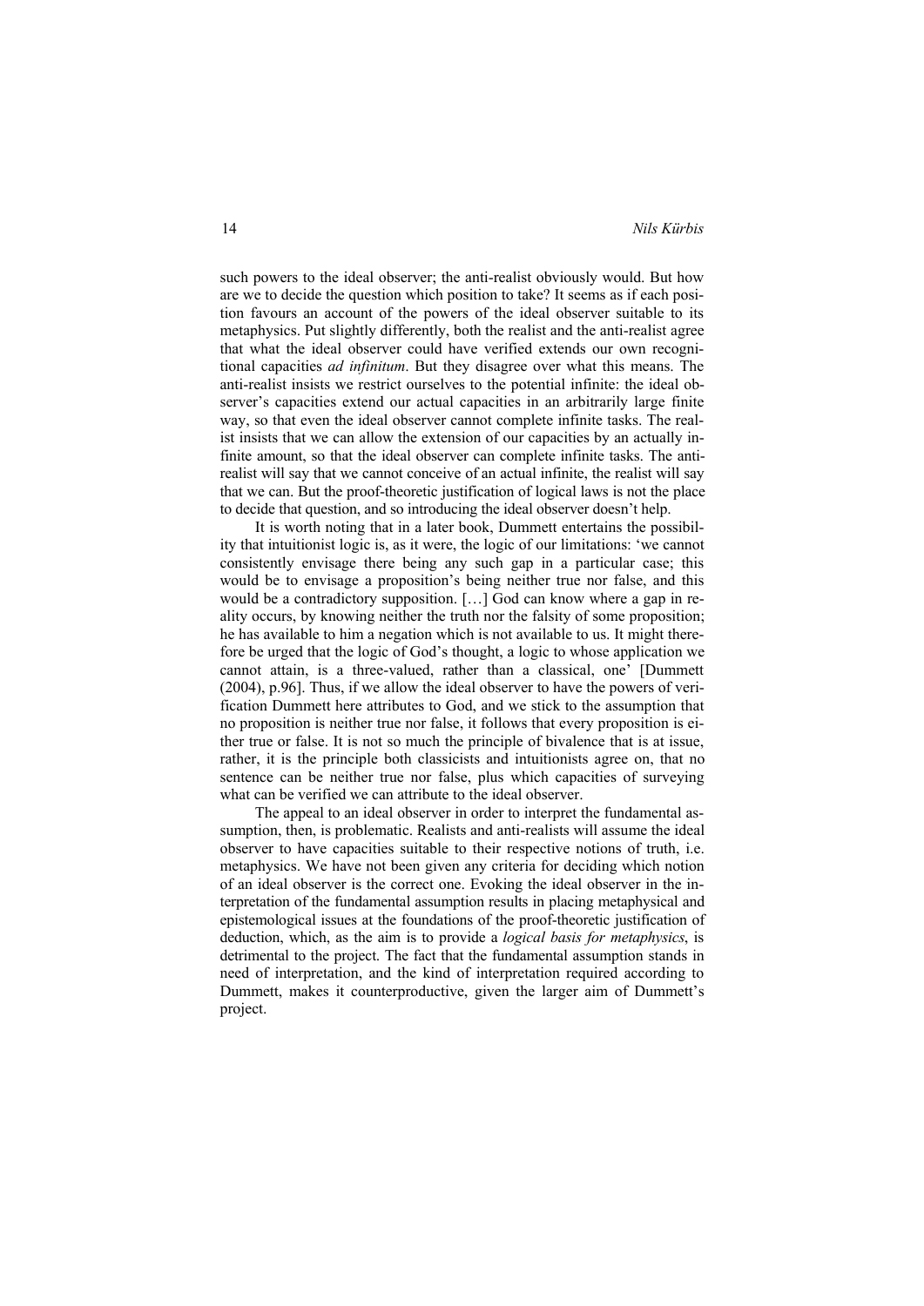such powers to the ideal observer; the anti-realist obviously would. But how are we to decide the question which position to take? It seems as if each position favours an account of the powers of the ideal observer suitable to its metaphysics. Put slightly differently, both the realist and the anti-realist agree that what the ideal observer could have verified extends our own recognitional capacities *ad infinitum*. But they disagree over what this means. The anti-realist insists we restrict ourselves to the potential infinite: the ideal observer's capacities extend our actual capacities in an arbitrarily large finite way, so that even the ideal observer cannot complete infinite tasks. The realist insists that we can allow the extension of our capacities by an actually infinite amount, so that the ideal observer can complete infinite tasks. The anti-realist will say that we cannot conceive of an actual infinite, the realist will say that we can. But the proof-theoretic justification of logical laws is not the place to decide that question, and so introducing the ideal observer doesn't help.

It is worth noting that in a later book, Dummett entertains the possibility that intuitionist logic is, as it were, the logic of our limitations: 'we cannot consistently envisage there being any such gap in a particular case; this would be to envisage a proposition's being neither true nor false, and this would be a contradictory supposition. […] God can know where a gap in reality occurs, by knowing neither the truth nor the falsity of some proposition; he has available to him a negation which is not available to us. It might therefore be urged that the logic of God's thought, a logic to whose application we cannot attain, is a three-valued, rather than a classical, one' [Dummett (2004), p.96]. Thus, if we allow the ideal observer to have the powers of verification Dummett here attributes to God, and we stick to the assumption that no proposition is neither true nor false, it follows that every proposition is either true or false. It is not so much the principle of bivalence that is at issue, rather, it is the principle both classicists and intuitionists agree on, that no sentence can be neither true nor false, plus which capacities of surveying what can be verified we can attribute to the ideal observer.

The appeal to an ideal observer in order to interpret the fundamental assumption, then, is problematic. Realists and anti-realists will assume the ideal observer to have capacities suitable to their respective notions of truth, i.e. metaphysics. We have not been given any criteria for deciding which notion of an ideal observer is the correct one. Evoking the ideal observer in the interpretation of the fundamental assumption results in placing metaphysical and epistemological issues at the foundations of the proof-theoretic justification of deduction, which, as the aim is to provide a *logical basis for metaphysics*, is detrimental to the project. The fact that the fundamental assumption stands in need of interpretation, and the kind of interpretation required according to Dummett, makes it counterproductive, given the larger aim of Dummett's project.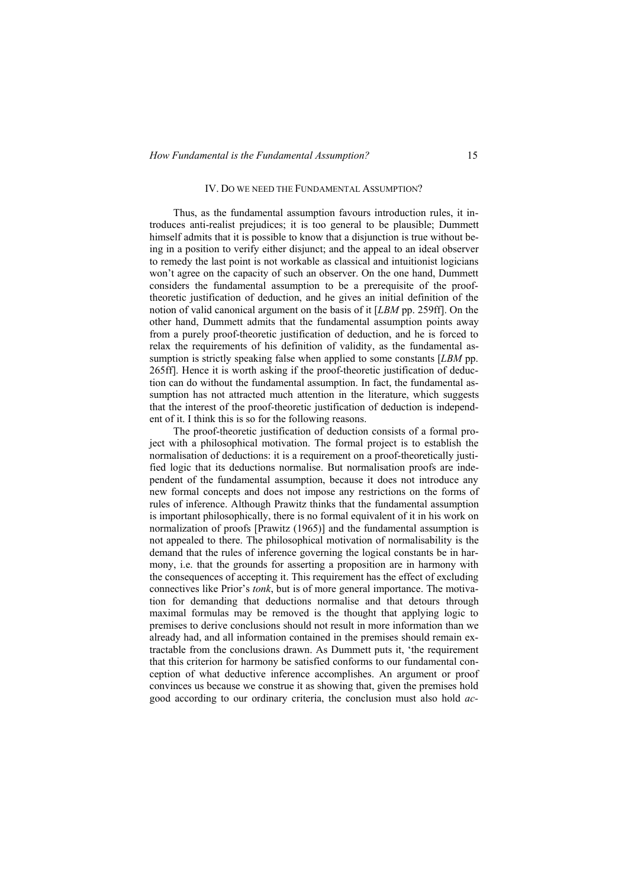## IV. Do we need the Fundamental Assumption?

Thus, as the fundamental assumption favours introduction rules, it introduces anti-realist prejudices; it is too general to be plausible; Dummett himself admits that it is possible to know that a disjunction is true without being in a position to verify either disjunct; and the appeal to an ideal observer to remedy the last point is not workable as classical and intuitionist logicians won't agree on the capacity of such an observer. On the one hand, Dummett considers the fundamental assumption to be a prerequisite of the proof-theoretic justification of deduction, and he gives an initial definition of the notion of valid canonical argument on the basis of it [*LBM* pp. 259ff]. On the other hand, Dummett admits that the fundamental assumption points away from a purely proof-theoretic justification of deduction, and he is forced to relax the requirements of his definition of validity, as the fundamental assumption is strictly speaking false when applied to some constants [*LBM* pp. 265ff]. Hence it is worth asking if the proof-theoretic justification of deduction can do without the fundamental assumption. In fact, the fundamental assumption has not attracted much attention in the literature, which suggests that the interest of the proof-theoretic justification of deduction is independent of it. I think this is so for the following reasons.

The proof-theoretic justification of deduction consists of a formal project with a philosophical motivation. The formal project is to establish the normalisation of deductions: it is a requirement on a proof-theoretically justified logic that its deductions normalise. But normalisation proofs are independent of the fundamental assumption, because it does not introduce any new formal concepts and does not impose any restrictions on the forms of rules of inference. Although Prawitz thinks that the fundamental assumption is important philosophically, there is no formal equivalent of it in his work on normalization of proofs [Prawitz (1965)] and the fundamental assumption is not appealed to there. The philosophical motivation of normalisability is the demand that the rules of inference governing the logical constants be in harmony, i.e. that the grounds for asserting a proposition are in harmony with the consequences of accepting it. This requirement has the effect of excluding connectives like Prior's *tonk*, but is of more general importance. The motivation for demanding that deductions normalise and that detours through maximal formulas may be removed is the thought that applying logic to premises to derive conclusions should not result in more information than we already had, and all information contained in the premises should remain extractable from the conclusions drawn. As Dummett puts it, 'the requirement that this criterion for harmony be satisfied conforms to our fundamental conception of what deductive inference accomplishes. An argument or proof convinces us because we construe it as showing that, given the premises hold good according to our ordinary criteria, the conclusion must also hold *ac-*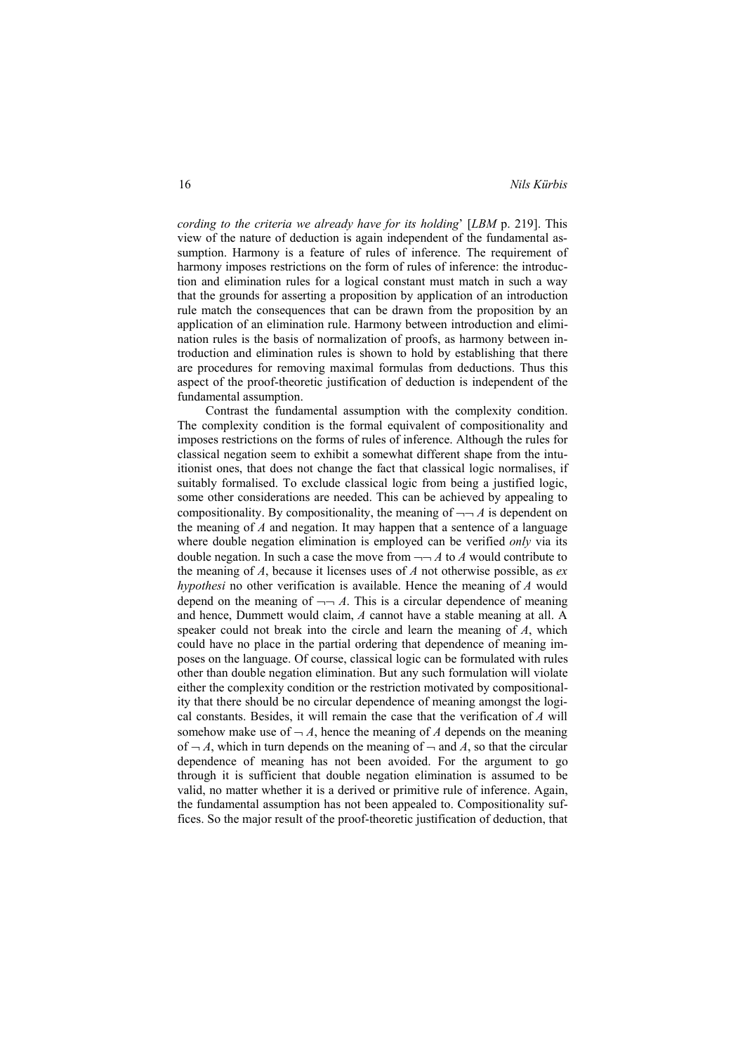*cording to the criteria we already have for its holding*' [*LBM* p. 219]. This view of the nature of deduction is again independent of the fundamental assumption. Harmony is a feature of rules of inference. The requirement of harmony imposes restrictions on the form of rules of inference: the introduction and elimination rules for a logical constant must match in such a way that the grounds for asserting a proposition by application of an introduction rule match the consequences that can be drawn from the proposition by an application of an elimination rule. Harmony between introduction and elimination rules is the basis of normalization of proofs, as harmony between introduction and elimination rules is shown to hold by establishing that there are procedures for removing maximal formulas from deductions. Thus this aspect of the proof-theoretic justification of deduction is independent of the fundamental assumption.

Contrast the fundamental assumption with the complexity condition. The complexity condition is the formal equivalent of compositionality and imposes restrictions on the forms of rules of inference. Although the rules for classical negation seem to exhibit a somewhat different shape from the intuitionist ones, that does not change the fact that classical logic normalises, if suitably formalised. To exclude classical logic from being a justified logic, some other considerations are needed. This can be achieved by appealing to compositionality. By compositionality, the meaning of $\neg\neg A$ is dependent on the meaning of $A$ and negation. It may happen that a sentence of a language where double negation elimination is employed can be verified *only* via its double negation. In such a case the move from $\neg\neg A$ to $A$ would contribute to the meaning of $A$, because it licenses uses of $A$ not otherwise possible, as *ex hypothesi* no other verification is available. Hence the meaning of $A$ would depend on the meaning of $\neg\neg A$. This is a circular dependence of meaning and hence, Dummett would claim, $A$ cannot have a stable meaning at all. A speaker could not break into the circle and learn the meaning of $A$, which could have no place in the partial ordering that dependence of meaning imposes on the language. Of course, classical logic can be formulated with rules other than double negation elimination. But any such formulation will violate either the complexity condition or the restriction motivated by compositionality that there should be no circular dependence of meaning amongst the logical constants. Besides, it will remain the case that the verification of $A$ will somehow make use of $\neg A$, hence the meaning of $A$ depends on the meaning of $\neg A$, which in turn depends on the meaning of $\neg$ and $A$, so that the circular dependence of meaning has not been avoided. For the argument to go through it is sufficient that double negation elimination is assumed to be valid, no matter whether it is a derived or primitive rule of inference. Again, the fundamental assumption has not been appealed to. Compositionality suffices. So the major result of the proof-theoretic justification of deduction, that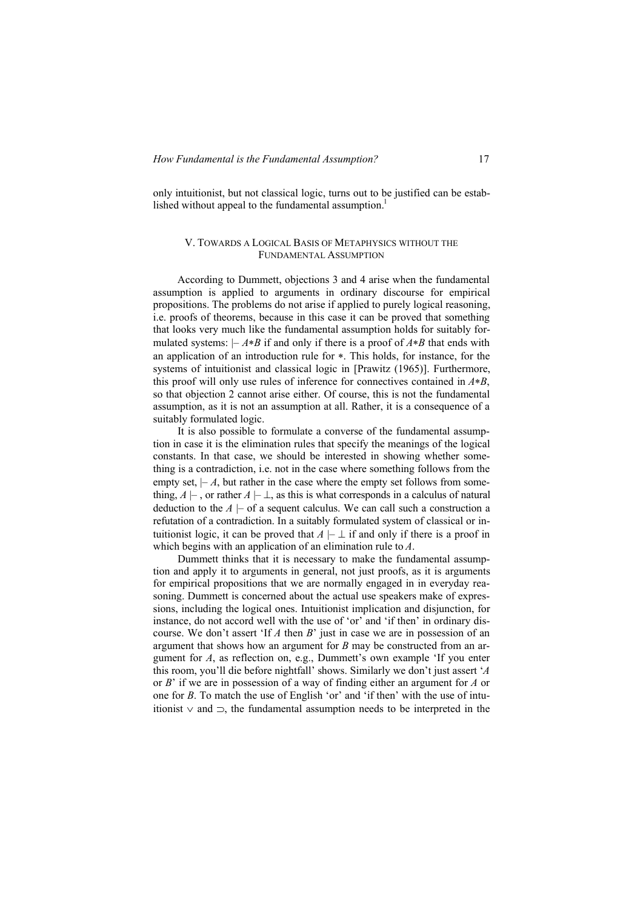only intuitionist, but not classical logic, turns out to be justified can be established without appeal to the fundamental assumption.[1]

### V. Towards a Logical Basis of Metaphysics without the Fundamental Assumption

According to Dummett, objections 3 and 4 arise when the fundamental assumption is applied to arguments in ordinary discourse for empirical propositions. The problems do not arise if applied to purely logical reasoning, i.e. proofs of theorems, because in this case it can be proved that something that looks very much like the fundamental assumption holds for suitably formulated systems: $\vdash A{*}B$ if and only if there is a proof of $A{*}B$ that ends with an application of an introduction rule for $*$. This holds, for instance, for the systems of intuitionist and classical logic in [Prawitz (1965)]. Furthermore, this proof will only use rules of inference for connectives contained in $A{*}B$, so that objection 2 cannot arise either. Of course, this is not the fundamental assumption, as it is not an assumption at all. Rather, it is a consequence of a suitably formulated logic.

It is also possible to formulate a converse of the fundamental assumption in case it is the elimination rules that specify the meanings of the logical constants. In that case, we should be interested in showing whether something is a contradiction, i.e. not in the case where something follows from the empty set, $\vdash A$, but rather in the case where the empty set follows from something, $A \vdash$ , or rather $A \vdash \bot$, as this is what corresponds in a calculus of natural deduction to the $A \vdash$ of a sequent calculus. We can call such a construction a refutation of a contradiction. In a suitably formulated system of classical or intuitionist logic, it can be proved that $A \vdash \bot$ if and only if there is a proof in which begins with an application of an elimination rule to $A$.

Dummett thinks that it is necessary to make the fundamental assumption and apply it to arguments in general, not just proofs, as it is arguments for empirical propositions that we are normally engaged in in everyday reasoning. Dummett is concerned about the actual use speakers make of expressions, including the logical ones. Intuitionist implication and disjunction, for instance, do not accord well with the use of 'or' and 'if then' in ordinary discourse. We don't assert 'If $A$ then $B$' just in case we are in possession of an argument that shows how an argument for $B$ may be constructed from an argument for $A$, as reflection on, e.g., Dummett's own example 'If you enter this room, you'll die before nightfall' shows. Similarly we don't just assert '$A$ or $B$' if we are in possession of a way of finding either an argument for $A$ or one for $B$. To match the use of English 'or' and 'if then' with the use of intuitionist $\vee$ and $\supset$, the fundamental assumption needs to be interpreted in the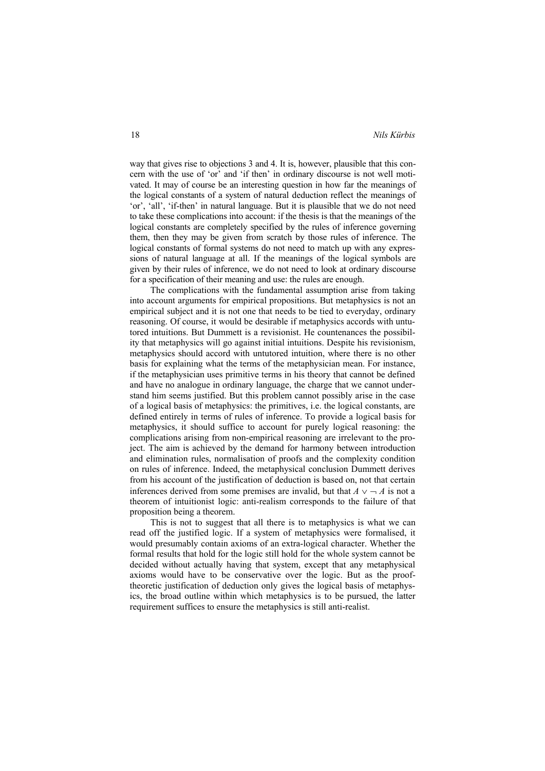way that gives rise to objections 3 and 4. It is, however, plausible that this concern with the use of 'or' and 'if then' in ordinary discourse is not well motivated. It may of course be an interesting question in how far the meanings of the logical constants of a system of natural deduction reflect the meanings of 'or', 'all', 'if-then' in natural language. But it is plausible that we do not need to take these complications into account: if the thesis is that the meanings of the logical constants are completely specified by the rules of inference governing them, then they may be given from scratch by those rules of inference. The logical constants of formal systems do not need to match up with any expressions of natural language at all. If the meanings of the logical symbols are given by their rules of inference, we do not need to look at ordinary discourse for a specification of their meaning and use: the rules are enough.

The complications with the fundamental assumption arise from taking into account arguments for empirical propositions. But metaphysics is not an empirical subject and it is not one that needs to be tied to everyday, ordinary reasoning. Of course, it would be desirable if metaphysics accords with untutored intuitions. But Dummett is a revisionist. He countenances the possibility that metaphysics will go against initial intuitions. Despite his revisionism, metaphysics should accord with untutored intuition, where there is no other basis for explaining what the terms of the metaphysician mean. For instance, if the metaphysician uses primitive terms in his theory that cannot be defined and have no analogue in ordinary language, the charge that we cannot understand him seems justified. But this problem cannot possibly arise in the case of a logical basis of metaphysics: the primitives, i.e. the logical constants, are defined entirely in terms of rules of inference. To provide a logical basis for metaphysics, it should suffice to account for purely logical reasoning: the complications arising from non-empirical reasoning are irrelevant to the project. The aim is achieved by the demand for harmony between introduction and elimination rules, normalisation of proofs and the complexity condition on rules of inference. Indeed, the metaphysical conclusion Dummett derives from his account of the justification of deduction is based on, not that certain inferences derived from some premises are invalid, but that $A \vee \neg A$ is not a theorem of intuitionist logic: anti-realism corresponds to the failure of that proposition being a theorem.

This is not to suggest that all there is to metaphysics is what we can read off the justified logic. If a system of metaphysics were formalised, it would presumably contain axioms of an extra-logical character. Whether the formal results that hold for the logic still hold for the whole system cannot be decided without actually having that system, except that any metaphysical axioms would have to be conservative over the logic. But as the proof-theoretic justification of deduction only gives the logical basis of metaphysics, the broad outline within which metaphysics is to be pursued, the latter requirement suffices to ensure the metaphysics is still anti-realist.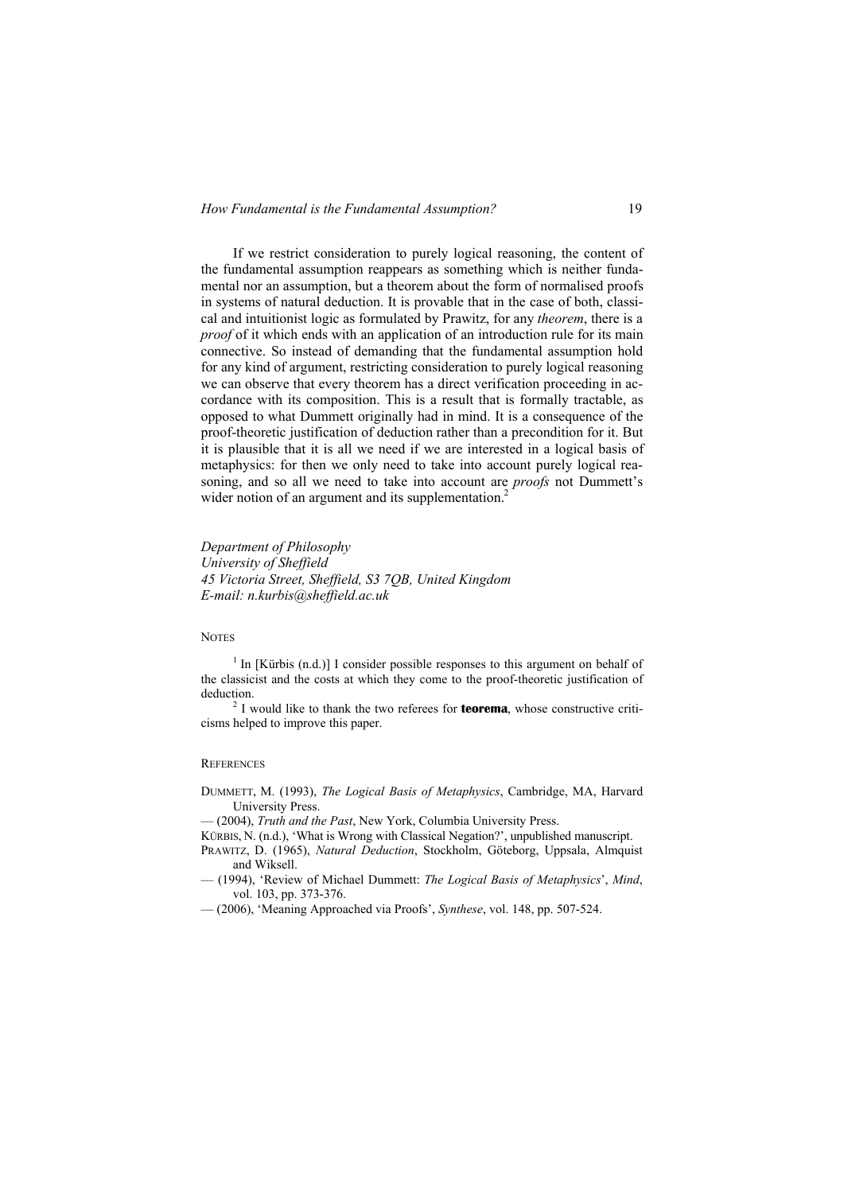If we restrict consideration to purely logical reasoning, the content of the fundamental assumption reappears as something which is neither fundamental nor an assumption, but a theorem about the form of normalised proofs in systems of natural deduction. It is provable that in the case of both, classical and intuitionist logic as formulated by Prawitz, for any *theorem*, there is a *proof* of it which ends with an application of an introduction rule for its main connective. So instead of demanding that the fundamental assumption hold for any kind of argument, restricting consideration to purely logical reasoning we can observe that every theorem has a direct verification proceeding in accordance with its composition. This is a result that is formally tractable, as opposed to what Dummett originally had in mind. It is a consequence of the proof-theoretic justification of deduction rather than a precondition for it. But it is plausible that it is all we need if we are interested in a logical basis of metaphysics: for then we only need to take into account purely logical reasoning, and so all we need to take into account are *proofs* not Dummett's wider notion of an argument and its supplementation.[2]

*Department of Philosophy*
*University of Sheffield*
*45 Victoria Street, Sheffield, S3 7QB, United Kingdom*
*E-mail: n.kurbis@sheffield.ac.uk*

NOTES

[1] In [Kürbis (n.d.)] I consider possible responses to this argument on behalf of the classicist and the costs at which they come to the proof-theoretic justification of deduction.

[2] I would like to thank the two referees for **teorema**, whose constructive criticisms helped to improve this paper.

REFERENCES

DUMMETT, M. (1993), *The Logical Basis of Metaphysics*, Cambridge, MA, Harvard University Press.

— (2004), *Truth and the Past*, New York, Columbia University Press.

KÜRBIS, N. (n.d.), 'What is Wrong with Classical Negation?', unpublished manuscript.

PRAWITZ, D. (1965), *Natural Deduction*, Stockholm, Göteborg, Uppsala, Almquist and Wiksell.

— (1994), 'Review of Michael Dummett: *The Logical Basis of Metaphysics*', *Mind*, vol. 103, pp. 373-376.

— (2006), 'Meaning Approached via Proofs', *Synthese*, vol. 148, pp. 507-524.